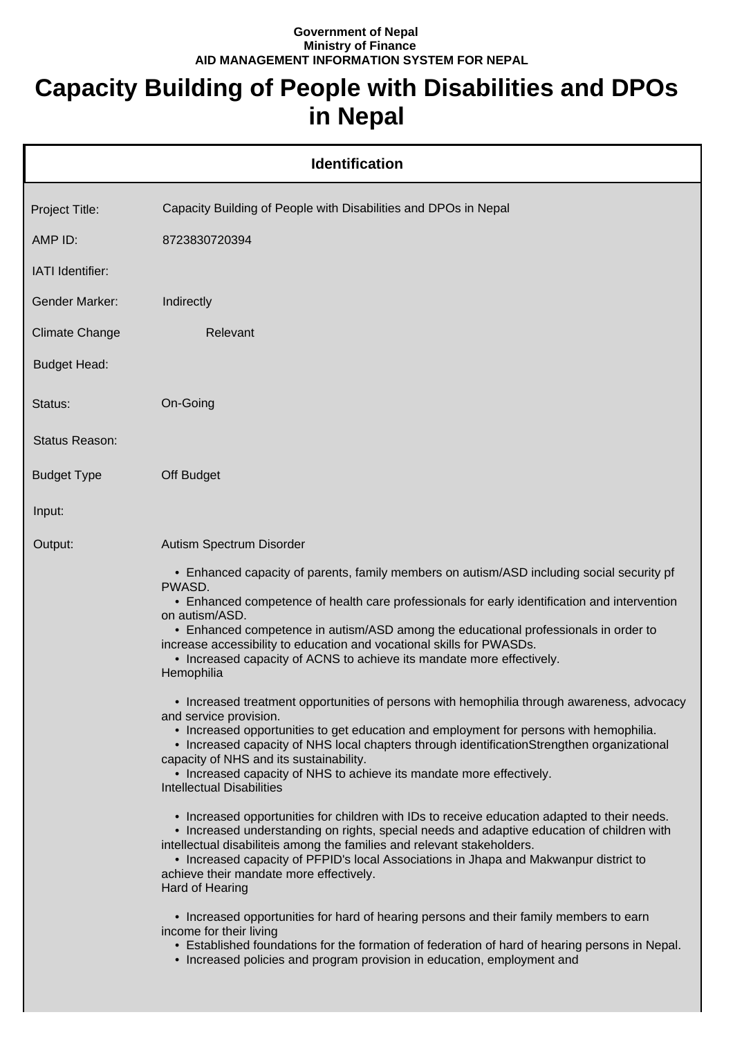Government of Nepal
Ministry of Finance
AID MANAGEMENT INFORMATION SYSTEM FOR NEPAL

# Capacity Building of People with Disabilities and DPOs in Nepal

## Identification

| | |
|---|---|
| Project Title: | Capacity Building of People with Disabilities and DPOs in Nepal |
| AMP ID: | 8723830720394 |
| IATI Identifier: | |
| Gender Marker: | Indirectly |
| Climate Change | Relevant |
| Budget Head: | |
| Status: | On-Going |
| Status Reason: | |
| Budget Type | Off Budget |
| Input: | |
| Output: | Autism Spectrum Disorder |

Autism Spectrum Disorder

- Enhanced capacity of parents, family members on autism/ASD including social security pf PWASD.
- Enhanced competence of health care professionals for early identification and intervention on autism/ASD.
- Enhanced competence in autism/ASD among the educational professionals in order to increase accessibility to education and vocational skills for PWASDs.
- Increased capacity of ACNS to achieve its mandate more effectively.

Hemophilia

- Increased treatment opportunities of persons with hemophilia through awareness, advocacy and service provision.
- Increased opportunities to get education and employment for persons with hemophilia.
- Increased capacity of NHS local chapters through identificationStrengthen organizational capacity of NHS and its sustainability.
- Increased capacity of NHS to achieve its mandate more effectively.

Intellectual Disabilities

- Increased opportunities for children with IDs to receive education adapted to their needs.
- Increased understanding on rights, special needs and adaptive education of children with intellectual disabiliteis among the families and relevant stakeholders.
- Increased capacity of PFPID's local Associations in Jhapa and Makwanpur district to achieve their mandate more effectively.

Hard of Hearing

- Increased opportunities for hard of hearing persons and their family members to earn income for their living
- Established foundations for the formation of federation of hard of hearing persons in Nepal.
- Increased policies and program provision in education, employment and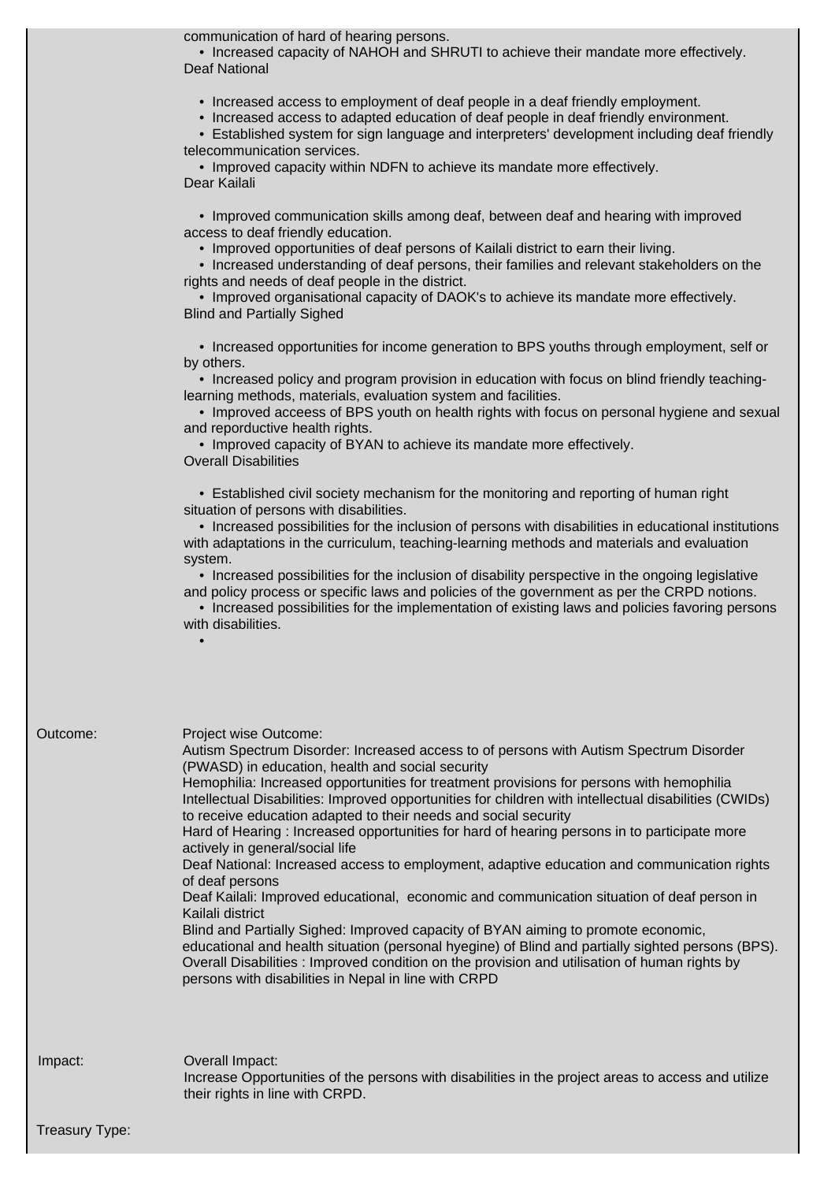communication of hard of hearing persons.

- Increased capacity of NAHOH and SHRUTI to achieve their mandate more effectively.

Deaf National

- Increased access to employment of deaf people in a deaf friendly employment.
- Increased access to adapted education of deaf people in deaf friendly environment.
- Established system for sign language and interpreters' development including deaf friendly telecommunication services.
- Improved capacity within NDFN to achieve its mandate more effectively.

Dear Kailali

- Improved communication skills among deaf, between deaf and hearing with improved access to deaf friendly education.
- Improved opportunities of deaf persons of Kailali district to earn their living.
- Increased understanding of deaf persons, their families and relevant stakeholders on the rights and needs of deaf people in the district.
- Improved organisational capacity of DAOK's to achieve its mandate more effectively.

Blind and Partially Sighed

- Increased opportunities for income generation to BPS youths through employment, self or by others.
- Increased policy and program provision in education with focus on blind friendly teaching-learning methods, materials, evaluation system and facilities.
- Improved acceess of BPS youth on health rights with focus on personal hygiene and sexual and reporductive health rights.
- Improved capacity of BYAN to achieve its mandate more effectively.

Overall Disabilities

- Established civil society mechanism for the monitoring and reporting of human right situation of persons with disabilities.
- Increased possibilities for the inclusion of persons with disabilities in educational institutions with adaptations in the curriculum, teaching-learning methods and materials and evaluation system.
- Increased possibilities for the inclusion of disability perspective in the ongoing legislative and policy process or specific laws and policies of the government as per the CRPD notions.
- Increased possibilities for the implementation of existing laws and policies favoring persons with disabilities.
-

Outcome:

Project wise Outcome:
Autism Spectrum Disorder: Increased access to of persons with Autism Spectrum Disorder (PWASD) in education, health and social security
Hemophilia: Increased opportunities for treatment provisions for persons with hemophilia
Intellectual Disabilities: Improved opportunities for children with intellectual disabilities (CWIDs) to receive education adapted to their needs and social security
Hard of Hearing : Increased opportunities for hard of hearing persons in to participate more actively in general/social life
Deaf National: Increased access to employment, adaptive education and communication rights of deaf persons
Deaf Kailali: Improved educational, economic and communication situation of deaf person in Kailali district
Blind and Partially Sighed: Improved capacity of BYAN aiming to promote economic, educational and health situation (personal hyegine) of Blind and partially sighted persons (BPS).
Overall Disabilities : Improved condition on the provision and utilisation of human rights by persons with disabilities in Nepal in line with CRPD

Impact:

Overall Impact:
Increase Opportunities of the persons with disabilities in the project areas to access and utilize their rights in line with CRPD.

Treasury Type: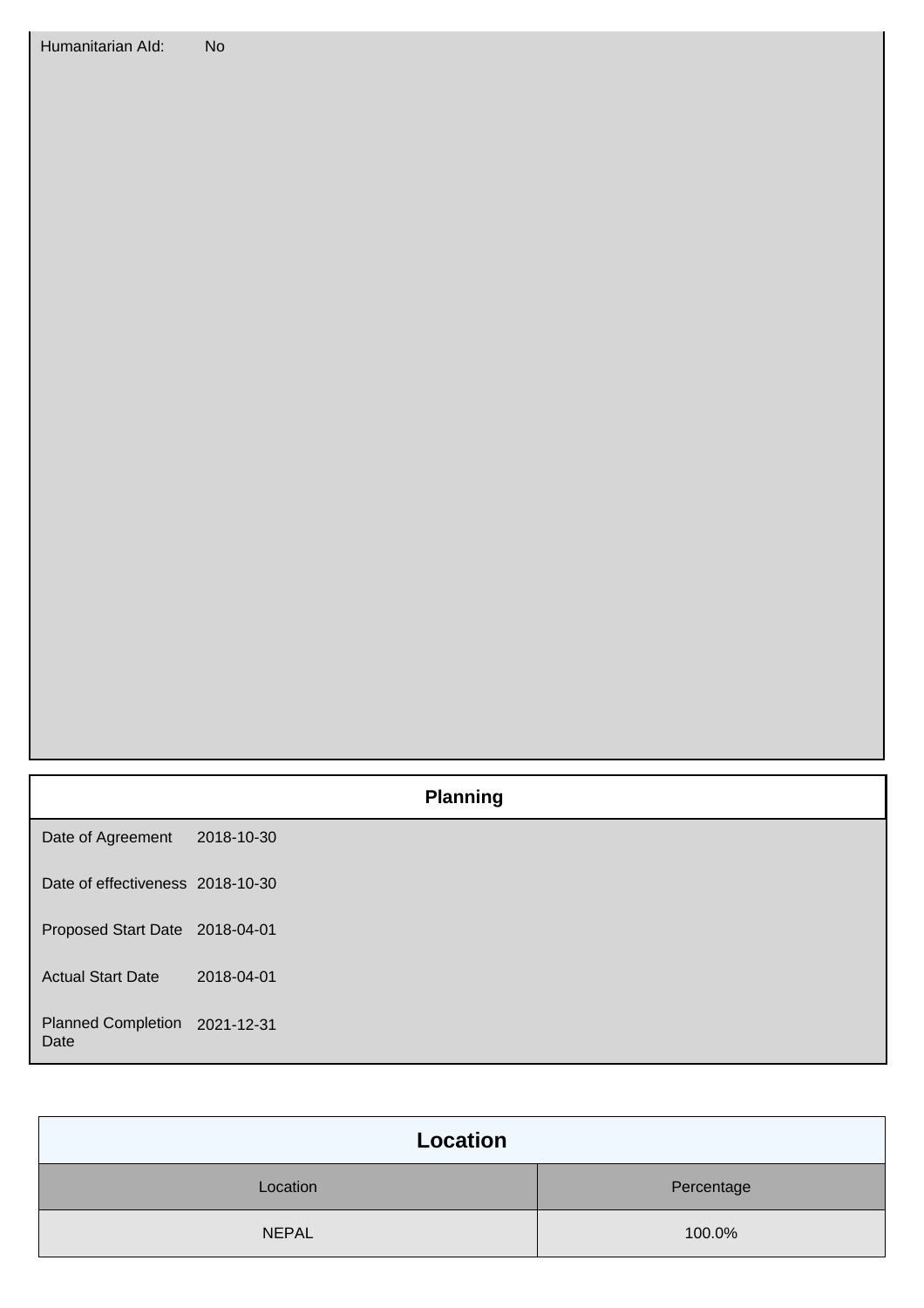| | |
|---|---|
| Humanitarian AId: | No |

## Planning

| | |
|---|---|
| Date of Agreement | 2018-10-30 |
| Date of effectiveness | 2018-10-30 |
| Proposed Start Date | 2018-04-01 |
| Actual Start Date | 2018-04-01 |
| Planned Completion Date | 2021-12-31 |

## Location

| Location | Percentage |
|---|---|
| NEPAL | 100.0% |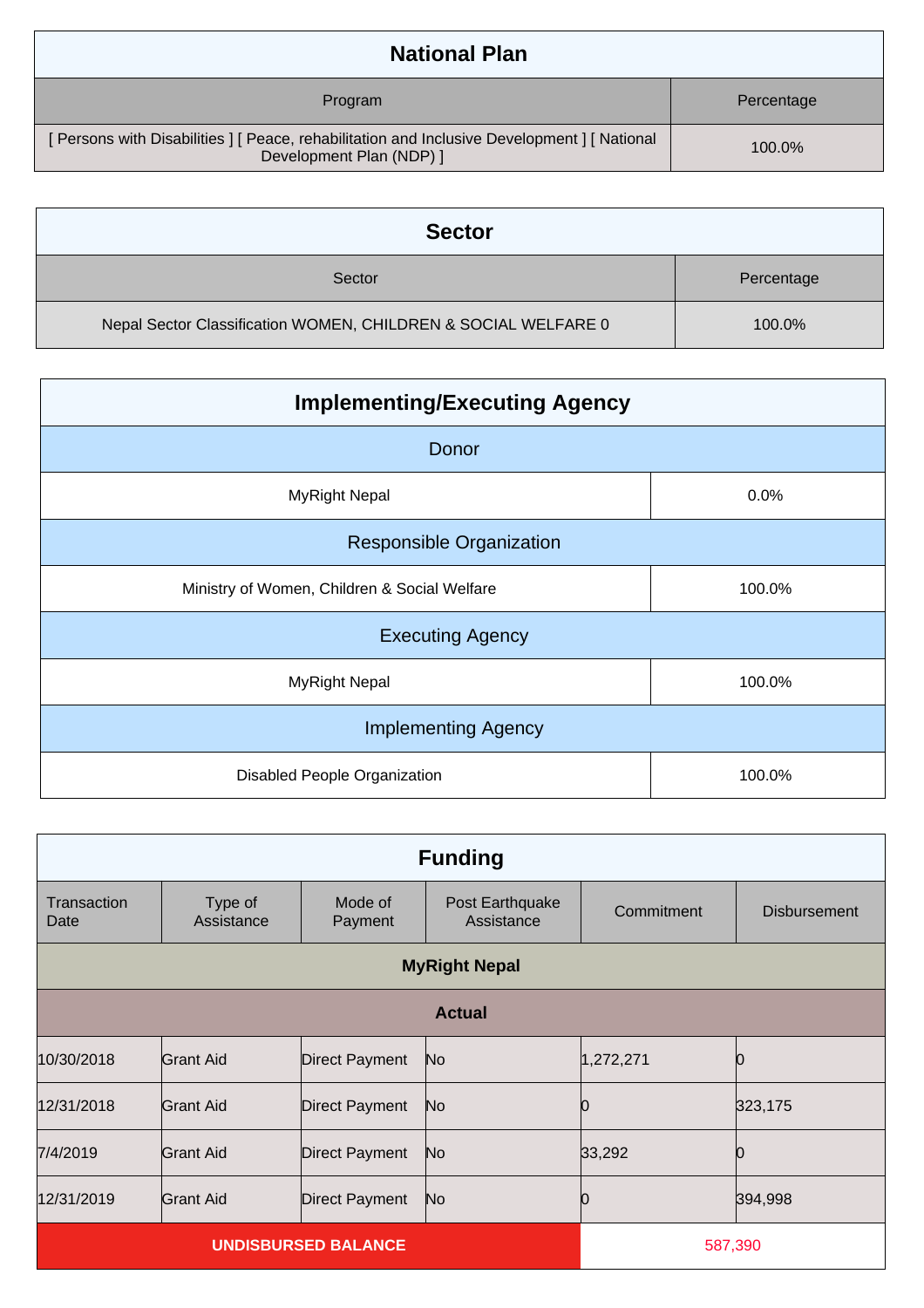## National Plan

| Program | Percentage |
|---|---|
| [ Persons with Disabilities ] [ Peace, rehabilitation and Inclusive Development ] [ National Development Plan (NDP) ] | 100.0% |

## Sector

| Sector | Percentage |
|---|---|
| Nepal Sector Classification WOMEN, CHILDREN & SOCIAL WELFARE 0 | 100.0% |

## Implementing/Executing Agency

| Donor | |
|---|---|
| MyRight Nepal | 0.0% |
| **Responsible Organization** | |
| Ministry of Women, Children & Social Welfare | 100.0% |
| **Executing Agency** | |
| MyRight Nepal | 100.0% |
| **Implementing Agency** | |
| Disabled People Organization | 100.0% |

## Funding

| Transaction Date | Type of Assistance | Mode of Payment | Post Earthquake Assistance | Commitment | Disbursement |
|---|---|---|---|---|---|
| **MyRight Nepal** | | | | | |
| **Actual** | | | | | |
| 10/30/2018 | Grant Aid | Direct Payment | No | 1,272,271 | 0 |
| 12/31/2018 | Grant Aid | Direct Payment | No | 0 | 323,175 |
| 7/4/2019 | Grant Aid | Direct Payment | No | 33,292 | 0 |
| 12/31/2019 | Grant Aid | Direct Payment | No | 0 | 394,998 |
| **UNDISBURSED BALANCE** | | | | 587,390 | |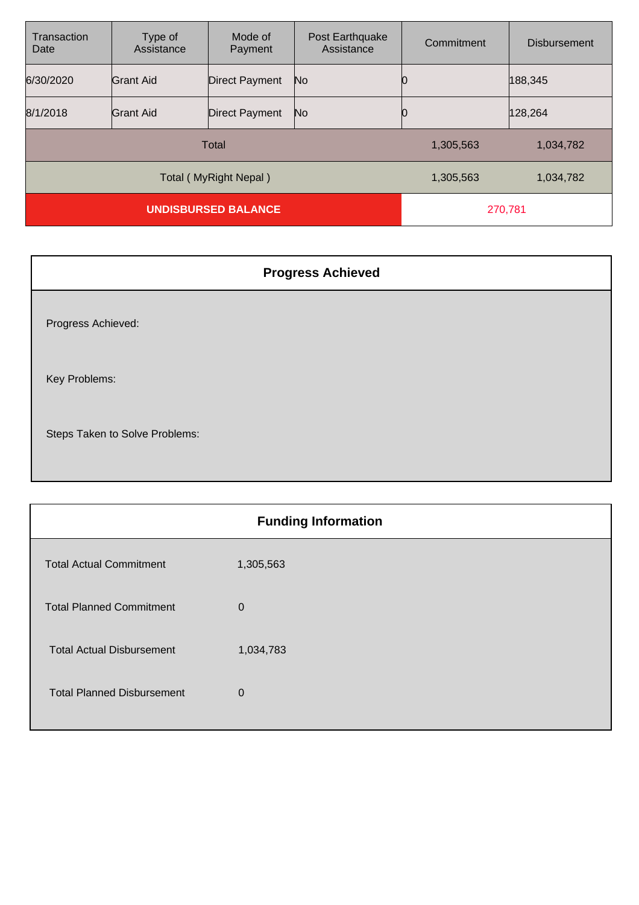| Transaction Date | Type of Assistance | Mode of Payment | Post Earthquake Assistance | Commitment | Disbursement |
|---|---|---|---|---|---|
| 6/30/2020 | Grant Aid | Direct Payment | No | 0 | 188,345 |
| 8/1/2018 | Grant Aid | Direct Payment | No | 0 | 128,264 |
| Total | | | | 1,305,563 | 1,034,782 |
| Total ( MyRight Nepal ) | | | | 1,305,563 | 1,034,782 |
| **UNDISBURSED BALANCE** | | | | 270,781 | |

## Progress Achieved

Progress Achieved:

Key Problems:

Steps Taken to Solve Problems:

## Funding Information

| | |
|---|---|
| Total Actual Commitment | 1,305,563 |
| Total Planned Commitment | 0 |
| Total Actual Disbursement | 1,034,783 |
| Total Planned Disbursement | 0 |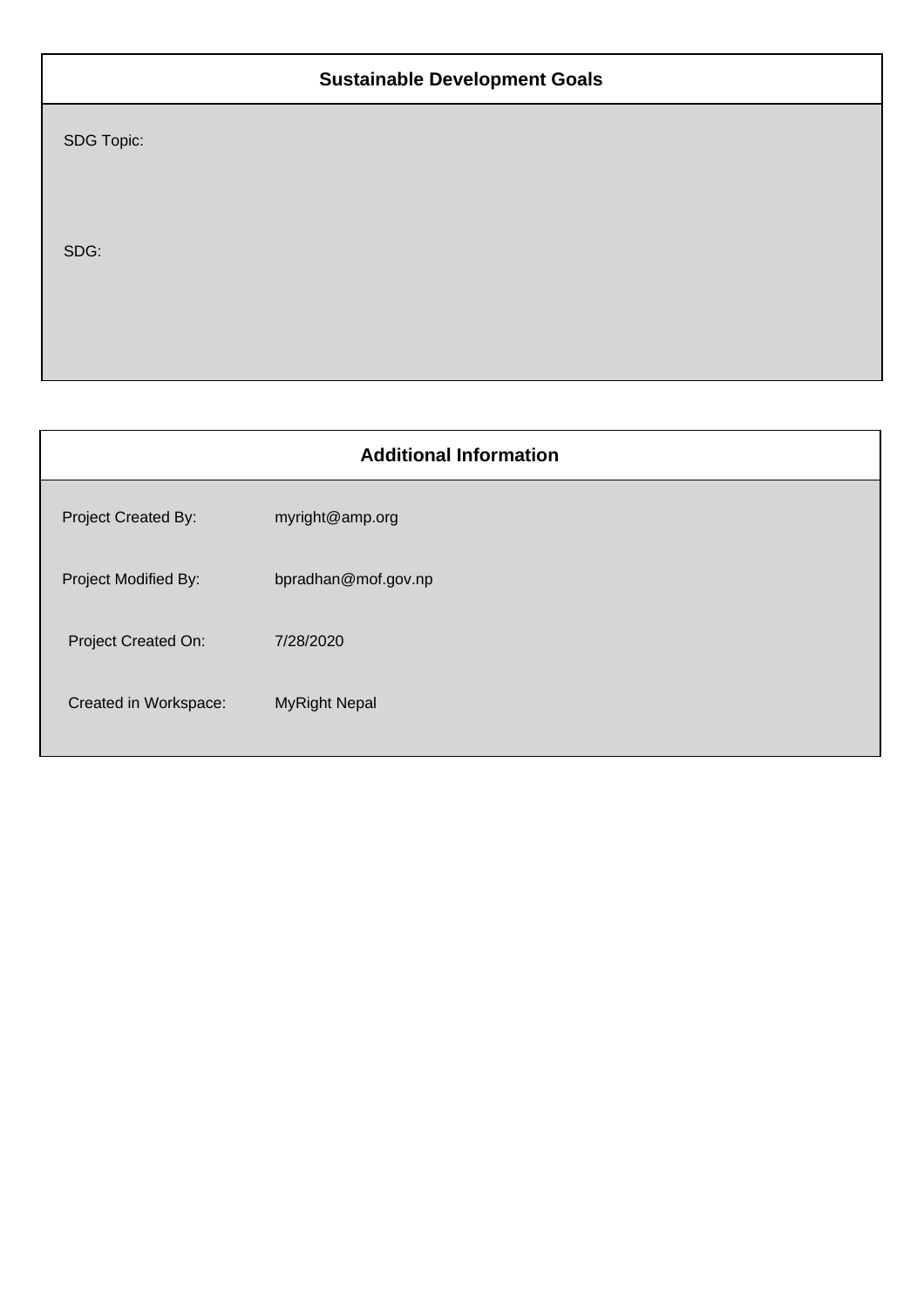## Sustainable Development Goals

SDG Topic:

SDG:

## Additional Information

| | |
|---|---|
| Project Created By: | myright@amp.org |
| Project Modified By: | bpradhan@mof.gov.np |
| Project Created On: | 7/28/2020 |
| Created in Workspace: | MyRight Nepal |